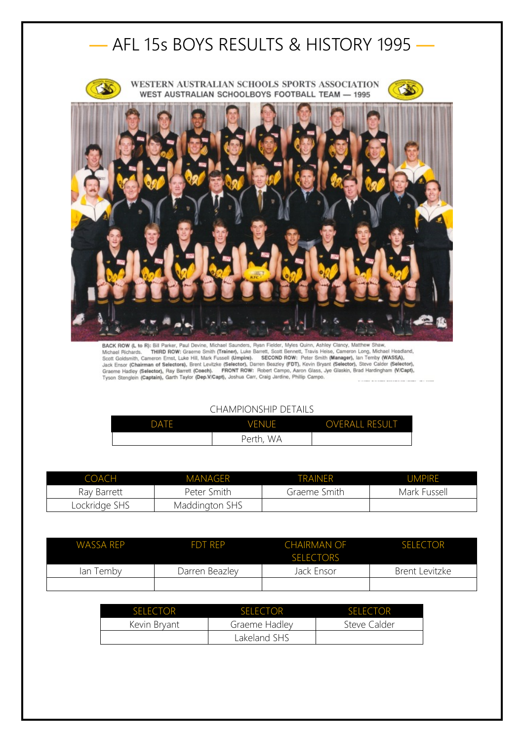# — AFL 15s BOYS RESULTS & HISTORY 1995 —

WESTERN AUSTRALIAN SCHOOLS SPORTS ASSOCIATION
WEST AUSTRALIAN SCHOOLBOYS FOOTBALL TEAM — 1995

**BACK ROW (L to R):** Bill Parker, Paul Devine, Michael Saunders, Ryan Fielder, Myles Quinn, Ashley Clancy, Matthew Shaw, Michael Richards. **THIRD ROW:** Graeme Smith **(Trainer)**, Luke Barrett, Scott Bennett, Travis Heise, Cameron Long, Michael Headland, Scott Goldsmith, Cameron Ernst, Luke Hill, Mark Fussell **(Umpire)**. **SECOND ROW:** Peter Smith **(Manager)**, Ian Temby **(WASSA)**, Jack Ensor **(Chairman of Selectors)**, Brent Levitzke **(Selector)**, Darren Beazley **(FDT)**, Kevin Bryant **(Selector)**, Steve Calder **(Selector)**, Graeme Hadley **(Selector)**, Ray Barrett **(Coach)**. **FRONT ROW:** Robert Campo, Aaron Glass, Jye Glaskin, Brad Hardingham **(V/Capt)**, Tyson Stenglein **(Captain)**, Garth Taylor **(Dep.V/Capt)**, Joshua Carr, Craig Jardine, Phillip Campo.

CHAMPIONSHIP DETAILS

| DATE | VENUE | OVERALL RESULT |
|---|---|---|
| | Perth, WA | |

| COACH | MANAGER | TRAINER | UMPIRE |
|---|---|---|---|
| Ray Barrett | Peter Smith | Graeme Smith | Mark Fussell |
| Lockridge SHS | Maddington SHS | | |

| WASSA REP | FDT REP | CHAIRMAN OF SELECTORS | SELECTOR |
|---|---|---|---|
| Ian Temby | Darren Beazley | Jack Ensor | Brent Levitzke |
| | | | |

| SELECTOR | SELECTOR | SELECTOR |
|---|---|---|
| Kevin Bryant | Graeme Hadley | Steve Calder |
| | Lakeland SHS | |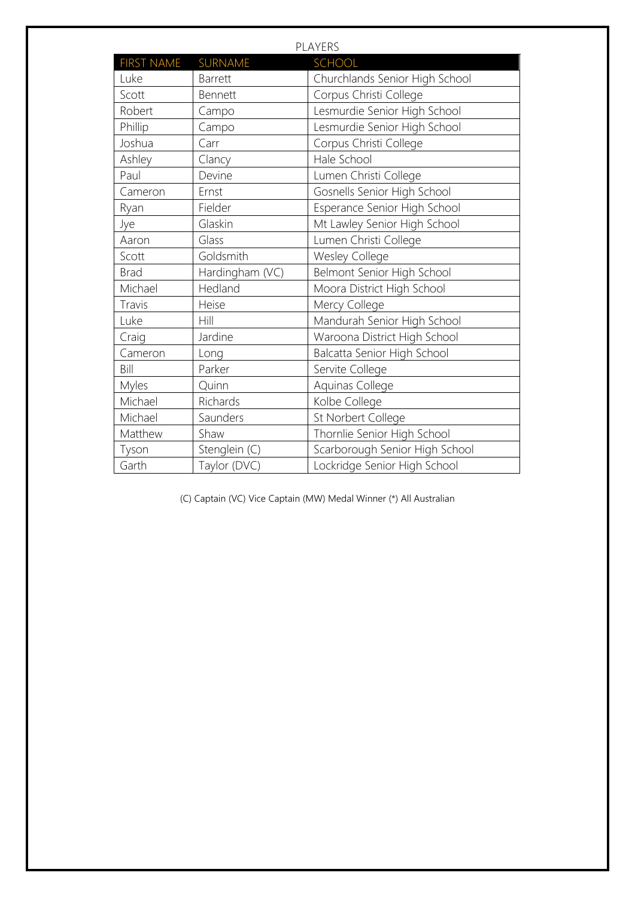PLAYERS

| FIRST NAME | SURNAME | SCHOOL |
|---|---|---|
| Luke | Barrett | Churchlands Senior High School |
| Scott | Bennett | Corpus Christi College |
| Robert | Campo | Lesmurdie Senior High School |
| Phillip | Campo | Lesmurdie Senior High School |
| Joshua | Carr | Corpus Christi College |
| Ashley | Clancy | Hale School |
| Paul | Devine | Lumen Christi College |
| Cameron | Ernst | Gosnells Senior High School |
| Ryan | Fielder | Esperance Senior High School |
| Jye | Glaskin | Mt Lawley Senior High School |
| Aaron | Glass | Lumen Christi College |
| Scott | Goldsmith | Wesley College |
| Brad | Hardingham (VC) | Belmont Senior High School |
| Michael | Hedland | Moora District High School |
| Travis | Heise | Mercy College |
| Luke | Hill | Mandurah Senior High School |
| Craig | Jardine | Waroona District High School |
| Cameron | Long | Balcatta Senior High School |
| Bill | Parker | Servite College |
| Myles | Quinn | Aquinas College |
| Michael | Richards | Kolbe College |
| Michael | Saunders | St Norbert College |
| Matthew | Shaw | Thornlie Senior High School |
| Tyson | Stenglein (C) | Scarborough Senior High School |
| Garth | Taylor (DVC) | Lockridge Senior High School |

(C) Captain (VC) Vice Captain (MW) Medal Winner (*) All Australian